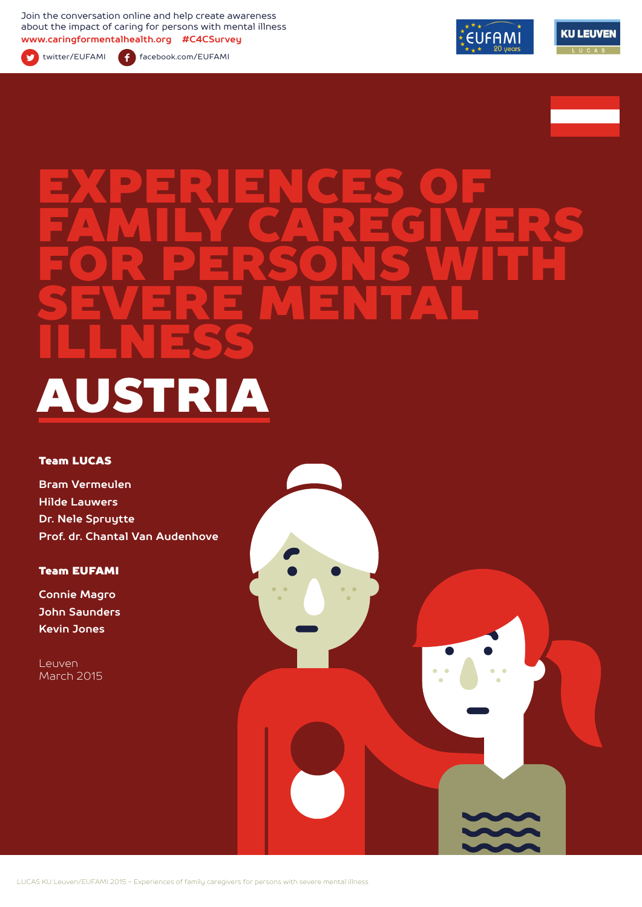Join the conversation online and help create awareness about the impact of caring for persons with mental illness

**www.caringformentalhealth.org #C4CSurvey**

twitter/EUFAMI facebook.com/EUFAMI

# EXPERIENCES OF FAMILY CAREGIVERS FOR PERSONS WITH SEVERE MENTAL ILLNESS

# AUSTRIA

**Team LUCAS**

Bram Vermeulen
Hilde Lauwers
Dr. Nele Spruytte
Prof. dr. Chantal Van Audenhove

**Team EUFAMI**

Connie Magro
John Saunders
Kevin Jones

Leuven
March 2015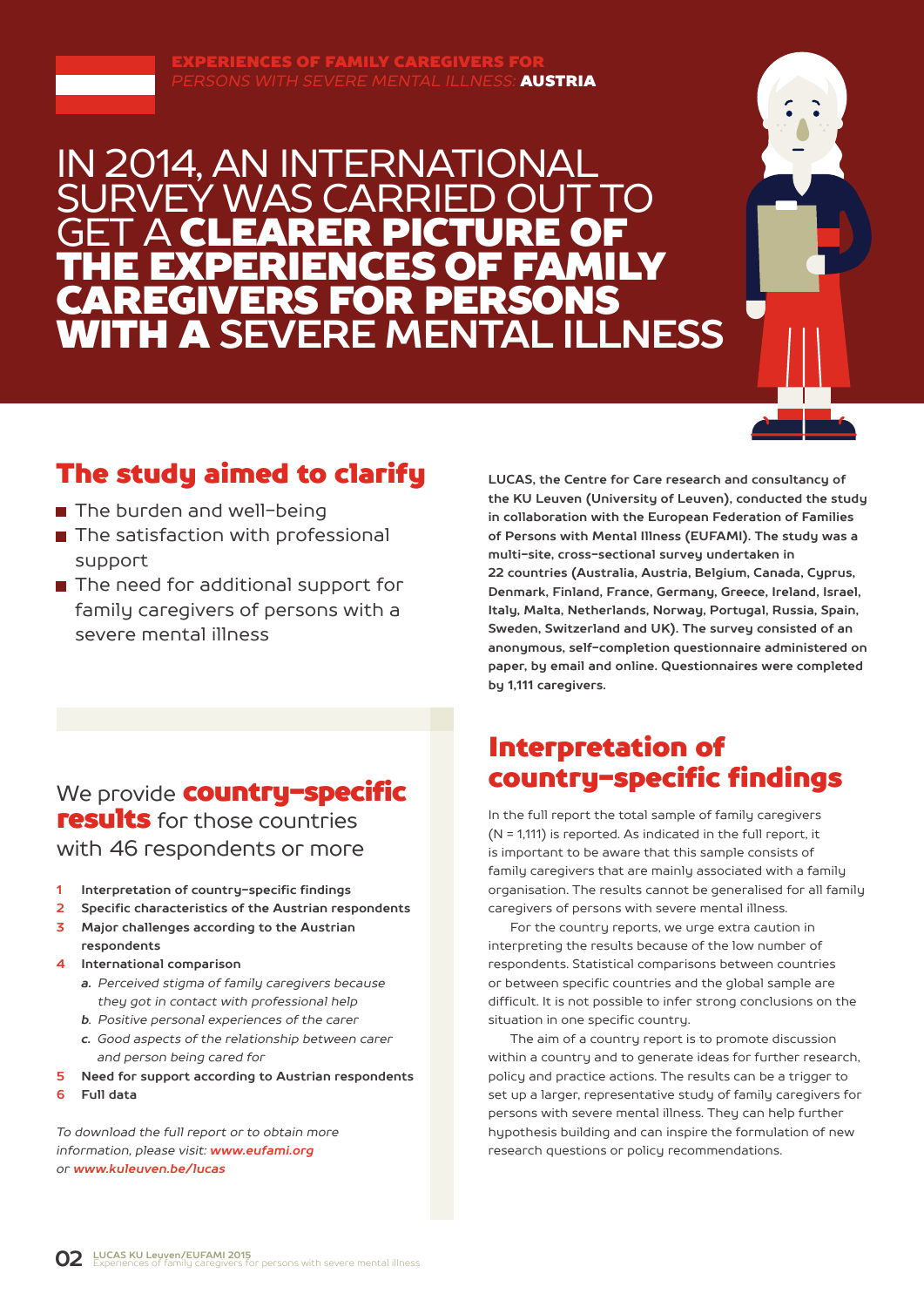EXPERIENCES OF FAMILY CAREGIVERS FOR *PERSONS WITH SEVERE MENTAL ILLNESS:* **AUSTRIA**

# IN 2014, AN INTERNATIONAL SURVEY WAS CARRIED OUT TO GET A **CLEARER PICTURE OF THE EXPERIENCES OF FAMILY CAREGIVERS FOR PERSONS WITH A** SEVERE MENTAL ILLNESS

## The study aimed to clarify

- The burden and well-being
- The satisfaction with professional support
- The need for additional support for family caregivers of persons with a severe mental illness

**LUCAS, the Centre for Care research and consultancy of the KU Leuven (University of Leuven), conducted the study in collaboration with the European Federation of Families of Persons with Mental Illness (EUFAMI). The study was a multi-site, cross-sectional survey undertaken in 22 countries (Australia, Austria, Belgium, Canada, Cyprus, Denmark, Finland, France, Germany, Greece, Ireland, Israel, Italy, Malta, Netherlands, Norway, Portugal, Russia, Spain, Sweden, Switzerland and UK). The survey consisted of an anonymous, self-completion questionnaire administered on paper, by email and online. Questionnaires were completed by 1,111 caregivers.**

We provide **country-specific results** for those countries with 46 respondents or more

1. **Interpretation of country-specific findings**
2. **Specific characteristics of the Austrian respondents**
3. **Major challenges according to the Austrian respondents**
4. **International comparison**
   - *a. Perceived stigma of family caregivers because they got in contact with professional help*
   - *b. Positive personal experiences of the carer*
   - *c. Good aspects of the relationship between carer and person being cared for*
5. **Need for support according to Austrian respondents**
6. **Full data**

*To download the full report or to obtain more information, please visit:* ***www.eufami.org*** *or* ***www.kuleuven.be/lucas***

## Interpretation of country-specific findings

In the full report the total sample of family caregivers (N = 1,111) is reported. As indicated in the full report, it is important to be aware that this sample consists of family caregivers that are mainly associated with a family organisation. The results cannot be generalised for all family caregivers of persons with severe mental illness.

For the country reports, we urge extra caution in interpreting the results because of the low number of respondents. Statistical comparisons between countries or between specific countries and the global sample are difficult. It is not possible to infer strong conclusions on the situation in one specific country.

The aim of a country report is to promote discussion within a country and to generate ideas for further research, policy and practice actions. The results can be a trigger to set up a larger, representative study of family caregivers for persons with severe mental illness. They can help further hypothesis building and can inspire the formulation of new research questions or policy recommendations.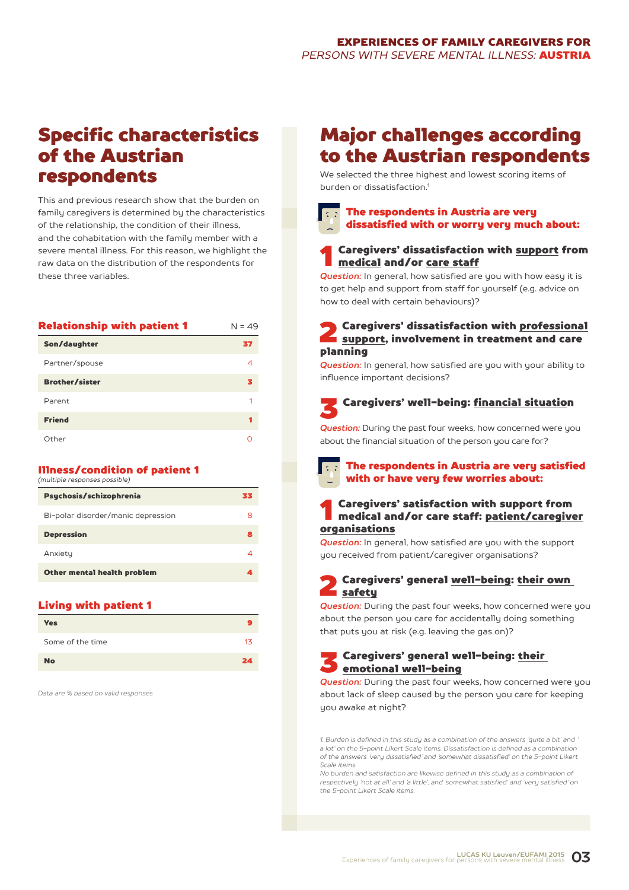## Specific characteristics of the Austrian respondents

This and previous research show that the burden on family caregivers is determined by the characteristics of the relationship, the condition of their illness, and the cohabitation with the family member with a severe mental illness. For this reason, we highlight the raw data on the distribution of the respondents for these three variables.

### Relationship with patient 1

| Relationship with patient 1 | N = 49 |
|---|---|
| **Son/daughter** | **37** |
| Partner/spouse | 4 |
| **Brother/sister** | **3** |
| Parent | 1 |
| **Friend** | **1** |
| Other | 0 |

### Illness/condition of patient 1

*(multiple responses possible)*

| Illness/condition of patient 1 | |
|---|---|
| **Psychosis/schizophrenia** | **33** |
| Bi-polar disorder/manic depression | 8 |
| **Depression** | **8** |
| Anxiety | 4 |
| **Other mental health problem** | **4** |

### Living with patient 1

| Living with patient 1 | |
|---|---|
| **Yes** | **9** |
| Some of the time | 13 |
| **No** | **24** |

*Data are % based on valid responses*

## Major challenges according to the Austrian respondents

We selected the three highest and lowest scoring items of burden or dissatisfaction.[1]

### The respondents in Austria are very dissatisfied with or worry very much about:

**1 Caregivers' dissatisfaction with support from medical and/or care staff**

*Question:* In general, how satisfied are you with how easy it is to get help and support from staff for yourself (e.g. advice on how to deal with certain behaviours)?

**2 Caregivers' dissatisfaction with professional support, involvement in treatment and care planning**

*Question:* In general, how satisfied are you with your ability to influence important decisions?

**3 Caregivers' well-being: financial situation**

*Question:* During the past four weeks, how concerned were you about the financial situation of the person you care for?

### The respondents in Austria are very satisfied with or have very few worries about:

**1 Caregivers' satisfaction with support from medical and/or care staff: patient/caregiver organisations**

*Question:* In general, how satisfied are you with the support you received from patient/caregiver organisations?

**2 Caregivers' general well-being: their own safety**

*Question:* During the past four weeks, how concerned were you about the person you care for accidentally doing something that puts you at risk (e.g. leaving the gas on)?

**3 Caregivers' general well-being: their emotional well-being**

*Question:* During the past four weeks, how concerned were you about lack of sleep caused by the person you care for keeping you awake at night?

*1. Burden is defined in this study as a combination of the answers 'quite a bit' and 'a lot' on the 5-point Likert Scale items. Dissatisfaction is defined as a combination of the answers 'very dissatisfied' and 'somewhat dissatisfied' on the 5-point Likert Scale items.*
*No burden and satisfaction are likewise defined in this study as a combination of respectively 'not at all' and 'a little', and 'somewhat satisfied' and 'very satisfied' on the 5-point Likert Scale items.*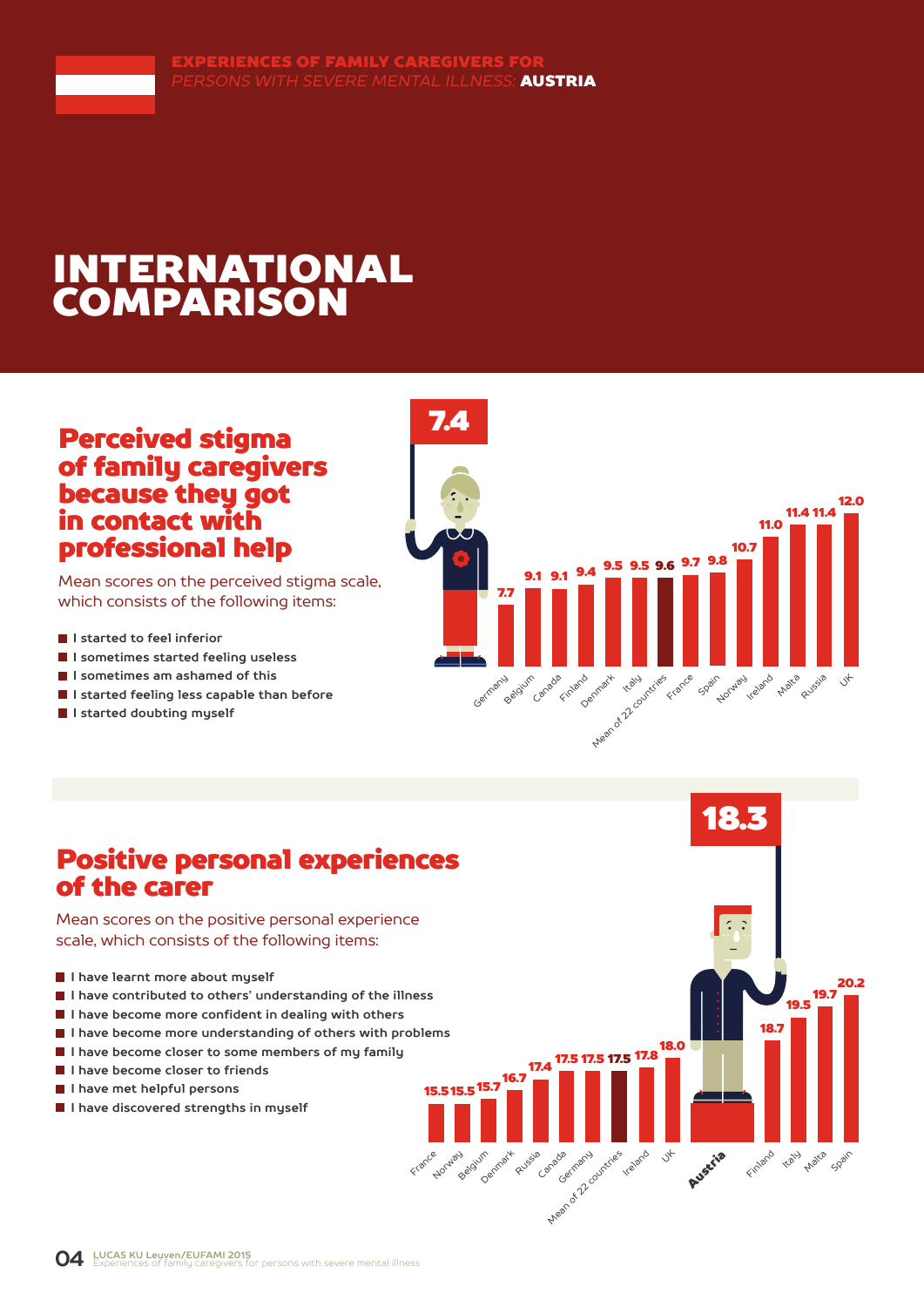# INTERNATIONAL COMPARISON

## Perceived stigma of family caregivers because they got in contact with professional help

Mean scores on the perceived stigma scale, which consists of the following items:

- I started to feel inferior
- I sometimes started feeling useless
- I sometimes am ashamed of this
- I started feeling less capable than before
- I started doubting myself

| Country | Score |
|---|---|
| Austria | 7.4 |
| Germany | 7.7 |
| Belgium | 9.1 |
| Canada | 9.1 |
| Finland | 9.4 |
| Denmark | 9.5 |
| Italy | 9.5 |
| Mean of 22 countries | 9.6 |
| France | 9.7 |
| Spain | 9.8 |
| Norway | 10.7 |
| Ireland | 11.0 |
| Malta | 11.4 |
| Russia | 11.4 |
| UK | 12.0 |

## Positive personal experiences of the carer

Mean scores on the positive personal experience scale, which consists of the following items:

- I have learnt more about myself
- I have contributed to others' understanding of the illness
- I have become more confident in dealing with others
- I have become more understanding of others with problems
- I have become closer to some members of my family
- I have become closer to friends
- I have met helpful persons
- I have discovered strengths in myself

| Country | Score |
|---|---|
| France | 15.5 |
| Norway | 15.5 |
| Belgium | 15.7 |
| Denmark | 16.7 |
| Russia | 17.4 |
| Canada | 17.5 |
| Germany | 17.5 |
| Mean of 22 countries | 17.5 |
| Ireland | 17.8 |
| UK | 18.0 |
| **Austria** | **18.3** |
| Finland | 18.7 |
| Italy | 19.5 |
| Malta | 19.7 |
| Spain | 20.2 |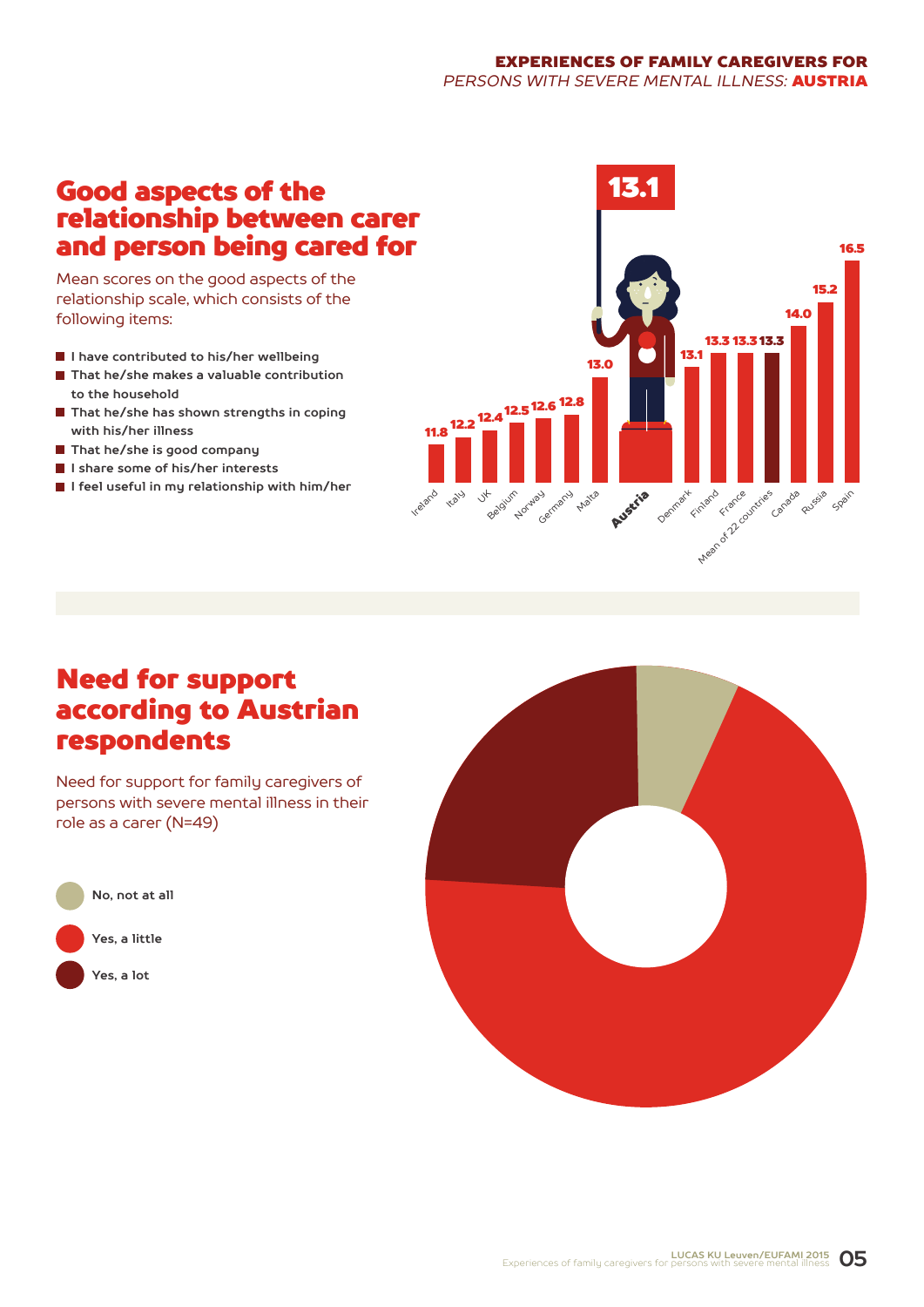## Good aspects of the relationship between carer and person being cared for

Mean scores on the good aspects of the relationship scale, which consists of the following items:

- I have contributed to his/her wellbeing
- That he/she makes a valuable contribution to the household
- That he/she has shown strengths in coping with his/her illness
- That he/she is good company
- I share some of his/her interests
- I feel useful in my relationship with him/her

| Country | Mean score |
|---|---|
| Ireland | 11.8 |
| Italy | 12.2 |
| UK | 12.4 |
| Belgium | 12.5 |
| Norway | 12.6 |
| Germany | 12.8 |
| Malta | 13.0 |
| **Austria** | **13.1** |
| Denmark | 13.1 |
| Finland | 13.3 |
| France | 13.3 |
| Mean of 22 countries | 13.3 |
| Canada | 14.0 |
| Russia | 15.2 |
| Spain | 16.5 |

## Need for support according to Austrian respondents

Need for support for family caregivers of persons with severe mental illness in their role as a carer (N=49)

- No, not at all
- Yes, a little
- Yes, a lot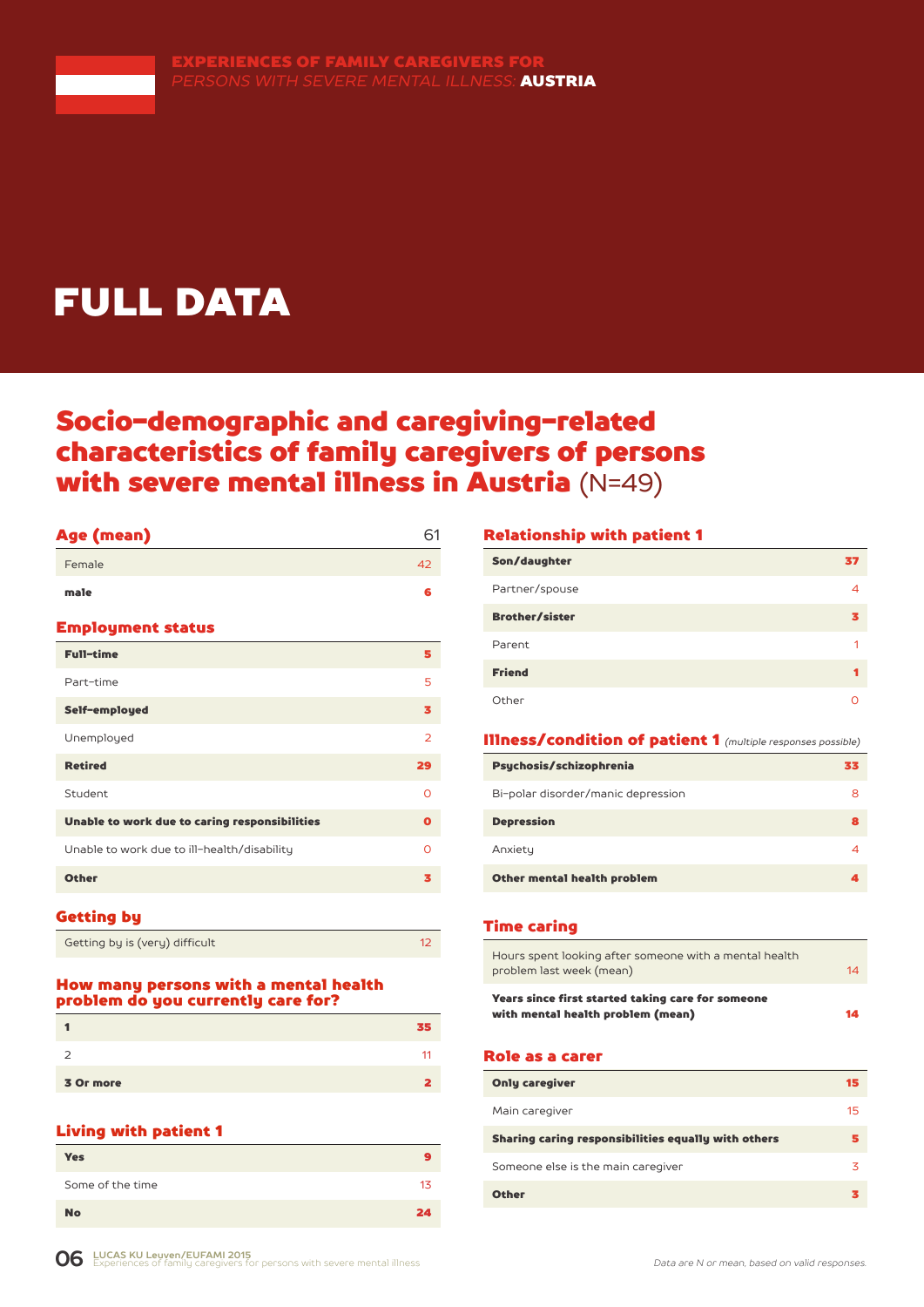EXPERIENCES OF FAMILY CAREGIVERS FOR *PERSONS WITH SEVERE MENTAL ILLNESS:* **AUSTRIA**

# FULL DATA

## Socio-demographic and caregiving-related characteristics of family caregivers of persons with severe mental illness in Austria (N=49)

### Age (mean)

| Age (mean) | 61 |
|---|---|
| Female | 42 |
| male | 6 |

### Employment status

| Employment status | |
|---|---|
| Full-time | 5 |
| Part-time | 5 |
| Self-employed | 3 |
| Unemployed | 2 |
| Retired | 29 |
| Student | 0 |
| Unable to work due to caring responsibilities | 0 |
| Unable to work due to ill-health/disability | 0 |
| Other | 3 |

### Getting by

| Getting by | |
|---|---|
| Getting by is (very) difficult | 12 |

### How many persons with a mental health problem do you currently care for?

| Number of persons | |
|---|---|
| 1 | 35 |
| 2 | 11 |
| 3 Or more | 2 |

### Living with patient 1

| Living with patient 1 | |
|---|---|
| Yes | 9 |
| Some of the time | 13 |
| No | 24 |

### Relationship with patient 1

| Relationship with patient 1 | |
|---|---|
| Son/daughter | 37 |
| Partner/spouse | 4 |
| Brother/sister | 3 |
| Parent | 1 |
| Friend | 1 |
| Other | 0 |

### Illness/condition of patient 1 *(multiple responses possible)*

| Illness/condition of patient 1 | |
|---|---|
| Psychosis/schizophrenia | 33 |
| Bi-polar disorder/manic depression | 8 |
| Depression | 8 |
| Anxiety | 4 |
| Other mental health problem | 4 |

### Time caring

| Time caring | |
|---|---|
| Hours spent looking after someone with a mental health problem last week (mean) | 14 |
| Years since first started taking care for someone with mental health problem (mean) | 14 |

### Role as a carer

| Role as a carer | |
|---|---|
| Only caregiver | 15 |
| Main caregiver | 15 |
| Sharing caring responsibilities equally with others | 5 |
| Someone else is the main caregiver | 3 |
| Other | 3 |

*Data are N or mean, based on valid responses.*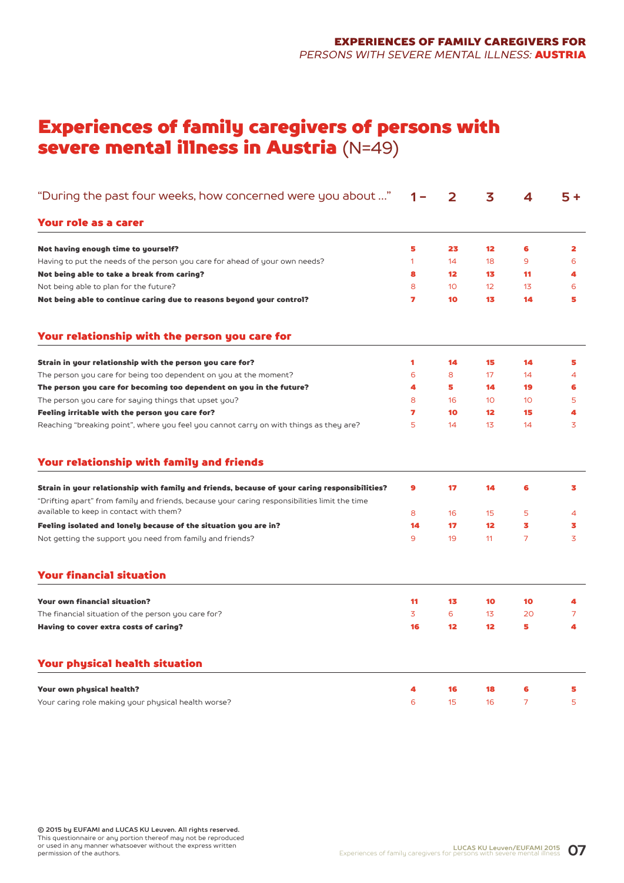# Experiences of family caregivers of persons with severe mental illness in Austria (N=49)

| "During the past four weeks, how concerned were you about …" | 1 – | 2 | 3 | 4 | 5 + |
|---|---|---|---|---|---|
| **Your role as a carer** | | | | | |
| **Not having enough time to yourself?** | **5** | **23** | **12** | **6** | **2** |
| Having to put the needs of the person you care for ahead of your own needs? | 1 | 14 | 18 | 9 | 6 |
| **Not being able to take a break from caring?** | **8** | **12** | **13** | **11** | **4** |
| Not being able to plan for the future? | 8 | 10 | 12 | 13 | 6 |
| **Not being able to continue caring due to reasons beyond your control?** | **7** | **10** | **13** | **14** | **5** |
| **Your relationship with the person you care for** | | | | | |
| **Strain in your relationship with the person you care for?** | **1** | **14** | **15** | **14** | **5** |
| The person you care for being too dependent on you at the moment? | 6 | 8 | 17 | 14 | 4 |
| **The person you care for becoming too dependent on you in the future?** | **4** | **5** | **14** | **19** | **6** |
| The person you care for saying things that upset you? | 8 | 16 | 10 | 10 | 5 |
| **Feeling irritable with the person you care for?** | **7** | **10** | **12** | **15** | **4** |
| Reaching "breaking point", where you feel you cannot carry on with things as they are? | 5 | 14 | 13 | 14 | 3 |
| **Your relationship with family and friends** | | | | | |
| **Strain in your relationship with family and friends, because of your caring responsibilities?** | **9** | **17** | **14** | **6** | **3** |
| "Drifting apart" from family and friends, because your caring responsibilities limit the time available to keep in contact with them? | 8 | 16 | 15 | 5 | 4 |
| **Feeling isolated and lonely because of the situation you are in?** | **14** | **17** | **12** | **3** | **3** |
| Not getting the support you need from family and friends? | 9 | 19 | 11 | 7 | 3 |
| **Your financial situation** | | | | | |
| **Your own financial situation?** | **11** | **13** | **10** | **10** | **4** |
| The financial situation of the person you care for? | 3 | 6 | 13 | 20 | 7 |
| **Having to cover extra costs of caring?** | **16** | **12** | **12** | **5** | **4** |
| **Your physical health situation** | | | | | |
| **Your own physical health?** | **4** | **16** | **18** | **6** | **5** |
| Your caring role making your physical health worse? | 6 | 15 | 16 | 7 | 5 |

**© 2015 by EUFAMI and LUCAS KU Leuven. All rights reserved.**
This questionnaire or any portion thereof may not be reproduced or used in any manner whatsoever without the express written permission of the authors.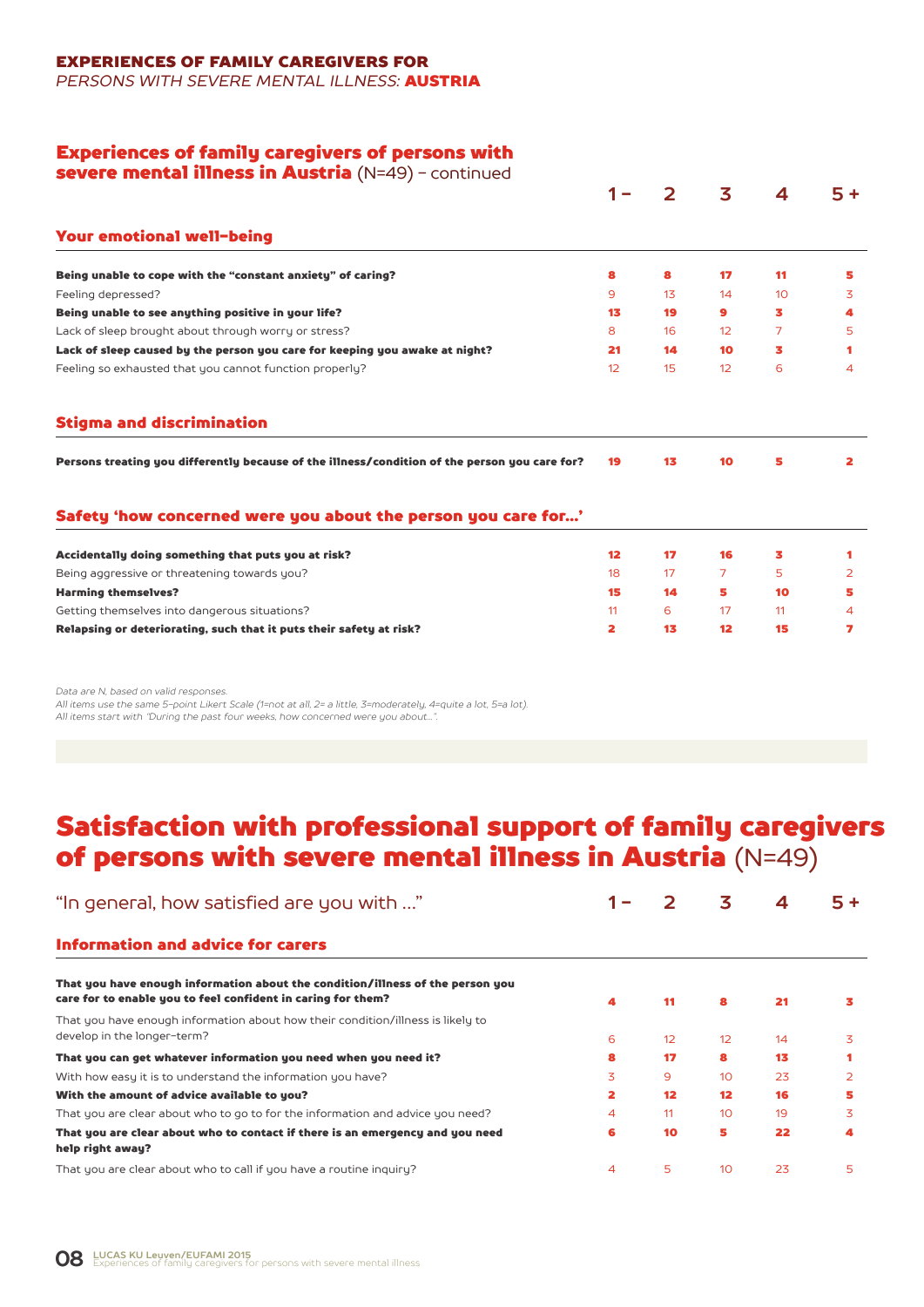EXPERIENCES OF FAMILY CAREGIVERS FOR
*PERSONS WITH SEVERE MENTAL ILLNESS:* **AUSTRIA**

## Experiences of family caregivers of persons with severe mental illness in Austria (N=49) – continued

| | 1 – | 2 | 3 | 4 | 5 + |
|---|---|---|---|---|---|
| **Your emotional well-being** | | | | | |
| **Being unable to cope with the "constant anxiety" of caring?** | **8** | **8** | **17** | **11** | **5** |
| Feeling depressed? | 9 | 13 | 14 | 10 | 3 |
| **Being unable to see anything positive in your life?** | **13** | **19** | **9** | **3** | **4** |
| Lack of sleep brought about through worry or stress? | 8 | 16 | 12 | 7 | 5 |
| **Lack of sleep caused by the person you care for keeping you awake at night?** | **21** | **14** | **10** | **3** | **1** |
| Feeling so exhausted that you cannot function properly? | 12 | 15 | 12 | 6 | 4 |
| **Stigma and discrimination** | | | | | |
| **Persons treating you differently because of the illness/condition of the person you care for?** | **19** | **13** | **10** | **5** | **2** |
| **Safety 'how concerned were you about the person you care for...'** | | | | | |
| **Accidentally doing something that puts you at risk?** | **12** | **17** | **16** | **3** | **1** |
| Being aggressive or threatening towards you? | 18 | 17 | 7 | 5 | 2 |
| **Harming themselves?** | **15** | **14** | **5** | **10** | **5** |
| Getting themselves into dangerous situations? | 11 | 6 | 17 | 11 | 4 |
| **Relapsing or deteriorating, such that it puts their safety at risk?** | **2** | **13** | **12** | **15** | **7** |

*Data are N, based on valid responses.*
*All items use the same 5-point Likert Scale (1=not at all, 2= a little, 3=moderately, 4=quite a lot, 5=a lot).*
*All items start with "During the past four weeks, how concerned were you about...".*

## Satisfaction with professional support of family caregivers of persons with severe mental illness in Austria (N=49)

| "In general, how satisfied are you with ..." | 1 – | 2 | 3 | 4 | 5 + |
|---|---|---|---|---|---|
| **Information and advice for carers** | | | | | |
| **That you have enough information about the condition/illness of the person you care for to enable you to feel confident in caring for them?** | **4** | **11** | **8** | **21** | **3** |
| That you have enough information about how their condition/illness is likely to develop in the longer-term? | 6 | 12 | 12 | 14 | 3 |
| **That you can get whatever information you need when you need it?** | **8** | **17** | **8** | **13** | **1** |
| With how easy it is to understand the information you have? | 3 | 9 | 10 | 23 | 2 |
| **With the amount of advice available to you?** | **2** | **12** | **12** | **16** | **5** |
| That you are clear about who to go to for the information and advice you need? | 4 | 11 | 10 | 19 | 3 |
| **That you are clear about who to contact if there is an emergency and you need help right away?** | **6** | **10** | **5** | **22** | **4** |
| That you are clear about who to call if you have a routine inquiry? | 4 | 5 | 10 | 23 | 5 |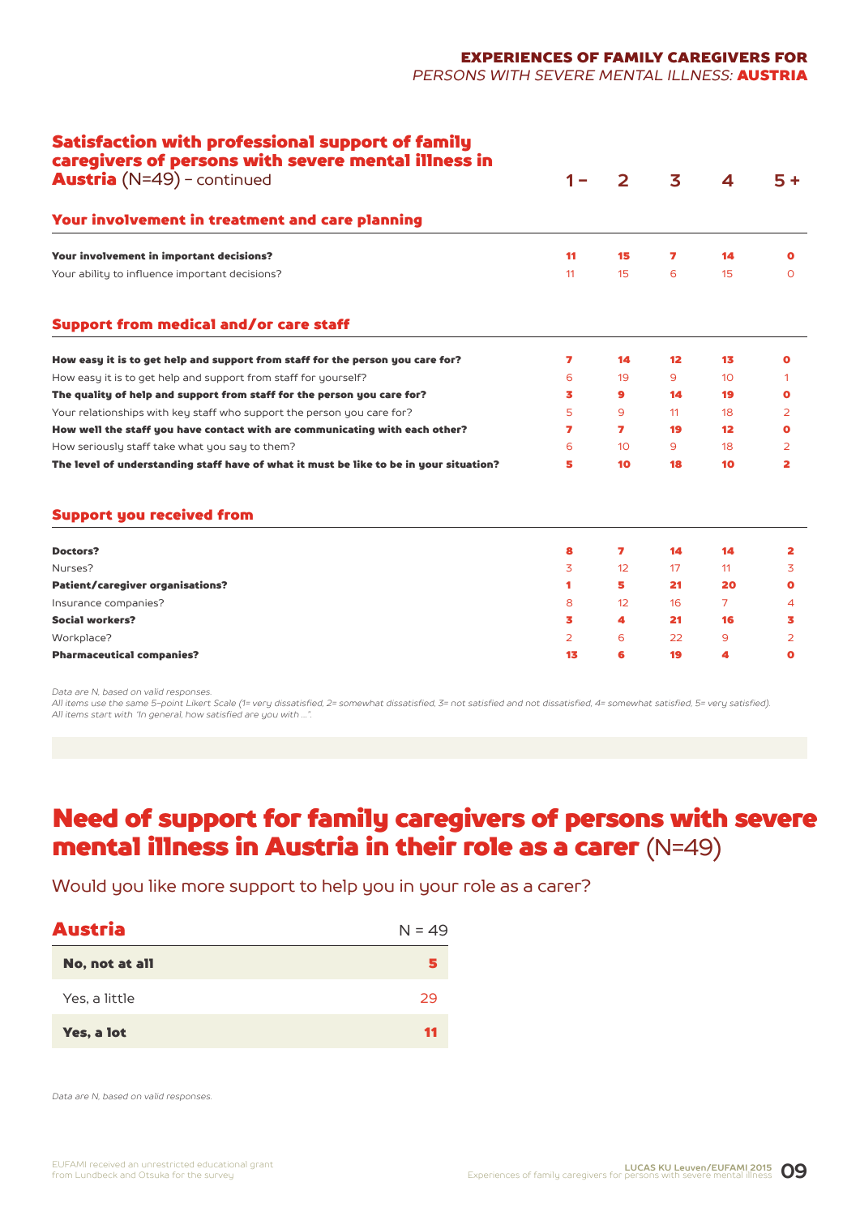## Satisfaction with professional support of family caregivers of persons with severe mental illness in Austria (N=49) – continued

| | 1 – | 2 | 3 | 4 | 5 + |
|---|---|---|---|---|---|
| **Your involvement in treatment and care planning** | | | | | |
| **Your involvement in important decisions?** | **11** | **15** | **7** | **14** | **0** |
| Your ability to influence important decisions? | 11 | 15 | 6 | 15 | 0 |
| **Support from medical and/or care staff** | | | | | |
| **How easy it is to get help and support from staff for the person you care for?** | **7** | **14** | **12** | **13** | **0** |
| How easy it is to get help and support from staff for yourself? | 6 | 19 | 9 | 10 | 1 |
| **The quality of help and support from staff for the person you care for?** | **3** | **9** | **14** | **19** | **0** |
| Your relationships with key staff who support the person you care for? | 5 | 9 | 11 | 18 | 2 |
| **How well the staff you have contact with are communicating with each other?** | **7** | **7** | **19** | **12** | **0** |
| How seriously staff take what you say to them? | 6 | 10 | 9 | 18 | 2 |
| **The level of understanding staff have of what it must be like to be in your situation?** | **5** | **10** | **18** | **10** | **2** |
| **Support you received from** | | | | | |
| **Doctors?** | **8** | **7** | **14** | **14** | **2** |
| Nurses? | 3 | 12 | 17 | 11 | 3 |
| **Patient/caregiver organisations?** | **1** | **5** | **21** | **20** | **0** |
| Insurance companies? | 8 | 12 | 16 | 7 | 4 |
| **Social workers?** | **3** | **4** | **21** | **16** | **3** |
| Workplace? | 2 | 6 | 22 | 9 | 2 |
| **Pharmaceutical companies?** | **13** | **6** | **19** | **4** | **0** |

*Data are N, based on valid responses.*
*All items use the same 5-point Likert Scale (1= very dissatisfied, 2= somewhat dissatisfied, 3= not satisfied and not dissatisfied, 4= somewhat satisfied, 5= very satisfied).*
*All items start with "In general, how satisfied are you with ...".*

# Need of support for family caregivers of persons with severe mental illness in Austria in their role as a carer (N=49)

Would you like more support to help you in your role as a carer?

| Austria | N = 49 |
|---|---|
| **No, not at all** | **5** |
| Yes, a little | 29 |
| **Yes, a lot** | **11** |

*Data are N, based on valid responses.*

EUFAMI received an unrestricted educational grant from Lundbeck and Otsuka for the survey